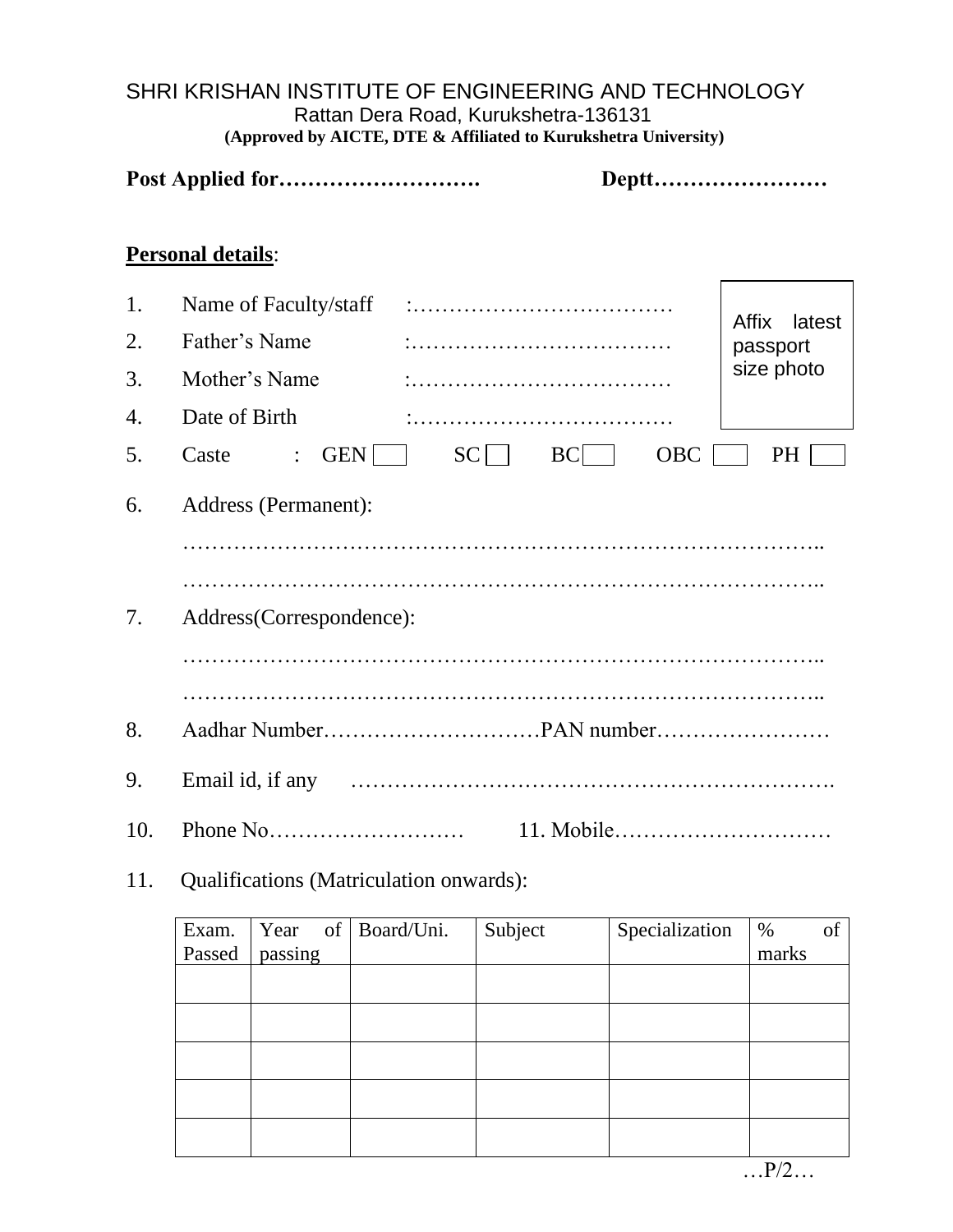SHRI KRISHAN INSTITUTE OF ENGINEERING AND TECHNOLOGY

Rattan Dera Road, Kurukshetra-136131

**(Approved by AICTE, DTE & Affiliated to Kurukshetra University)**

**Post Applied for……………………….** **Deptt……………………**

**Personal details**:

Affix latest passport size photo

1. Name of Faculty/staff :………………………………
2. Father's Name :………………………………
3. Mother's Name :………………………………
4. Date of Birth :………………………………
5. Caste : GEN ☐ SC ☐ BC ☐ OBC ☐ PH ☐
6. Address (Permanent):

   ………………………………………………………………………………..

   ………………………………………………………………………………..
7. Address(Correspondence):

   ………………………………………………………………………………..

   ………………………………………………………………………………..
8. Aadhar Number…………………………PAN number……………………
9. Email id, if any …………………………………………………………….
10. Phone No……………………… 11. Mobile…………………………
11. Qualifications (Matriculation onwards):

| Exam. Passed | Year of passing | Board/Uni. | Subject | Specialization | % of marks |
|---|---|---|---|---|---|
| | | | | | |
| | | | | | |
| | | | | | |
| | | | | | |
| | | | | | |

…P/2…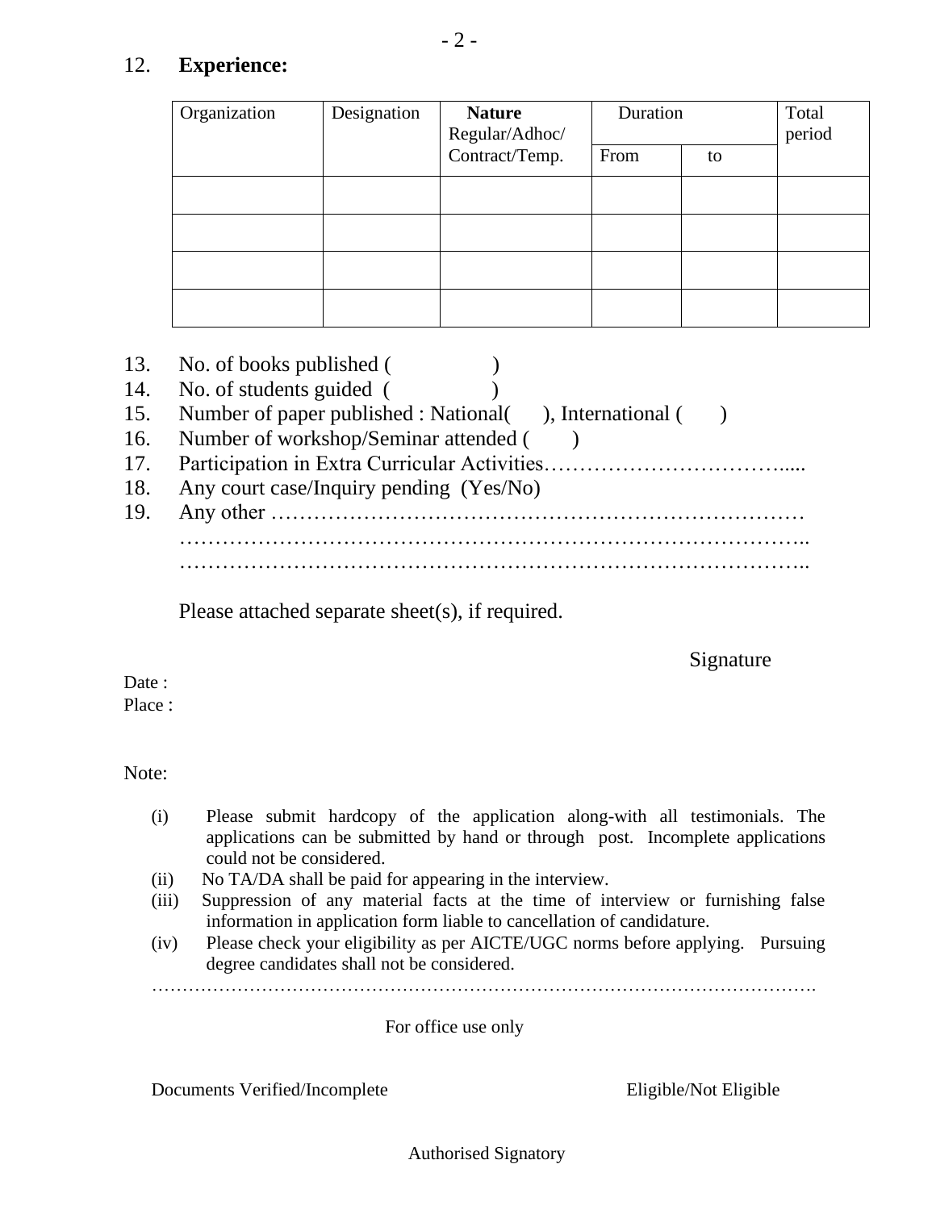12. **Experience:**

| Organization | Designation | **Nature** Regular/Adhoc/ Contract/Temp. | Duration | | Total period |
|---|---|---|---|---|---|
| | | | From | to | |
| | | | | | |
| | | | | | |
| | | | | | |
| | | | | | |

13. No. of books published (                )
14. No. of students guided  (                )
15. Number of paper published : National(      ), International (       )
16. Number of workshop/Seminar attended (       )
17. Participation in Extra Curricular Activities…………………………….....
18. Any court case/Inquiry pending  (Yes/No)
19. Any other …………………………………………………………………
    ………………………………………………………………………..
    ………………………………………………………………………..

Please attached separate sheet(s), if required.

Signature

Date :
Place :

Note:

(i) Please submit hardcopy of the application along-with all testimonials. The applications can be submitted by hand or through post. Incomplete applications could not be considered.
(ii) No TA/DA shall be paid for appearing in the interview.
(iii) Suppression of any material facts at the time of interview or furnishing false information in application form liable to cancellation of candidature.
(iv) Please check your eligibility as per AICTE/UGC norms before applying. Pursuing degree candidates shall not be considered.

…………………………………………………………………………………………….

For office use only

Documents Verified/Incomplete                                        Eligible/Not Eligible

Authorised Signatory